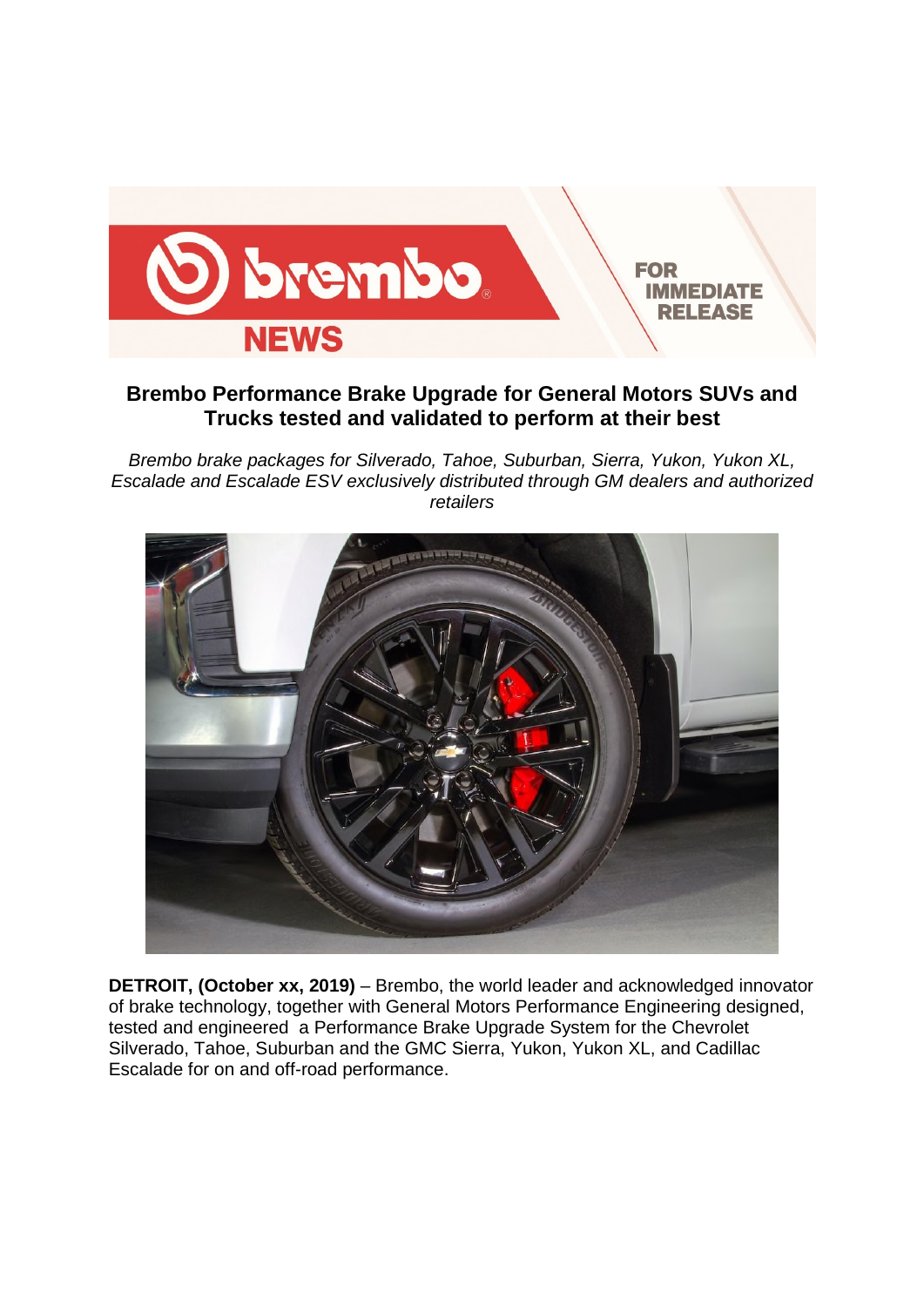# Brembo Performance Brake Upgrade for General Motors SUVs and Trucks tested and validated to perform at their best

*Brembo brake packages for Silverado, Tahoe, Suburban, Sierra, Yukon, Yukon XL, Escalade and Escalade ESV exclusively distributed through GM dealers and authorized retailers*

**DETROIT, (October xx, 2019)** – Brembo, the world leader and acknowledged innovator of brake technology, together with General Motors Performance Engineering designed, tested and engineered a Performance Brake Upgrade System for the Chevrolet Silverado, Tahoe, Suburban and the GMC Sierra, Yukon, Yukon XL, and Cadillac Escalade for on and off-road performance.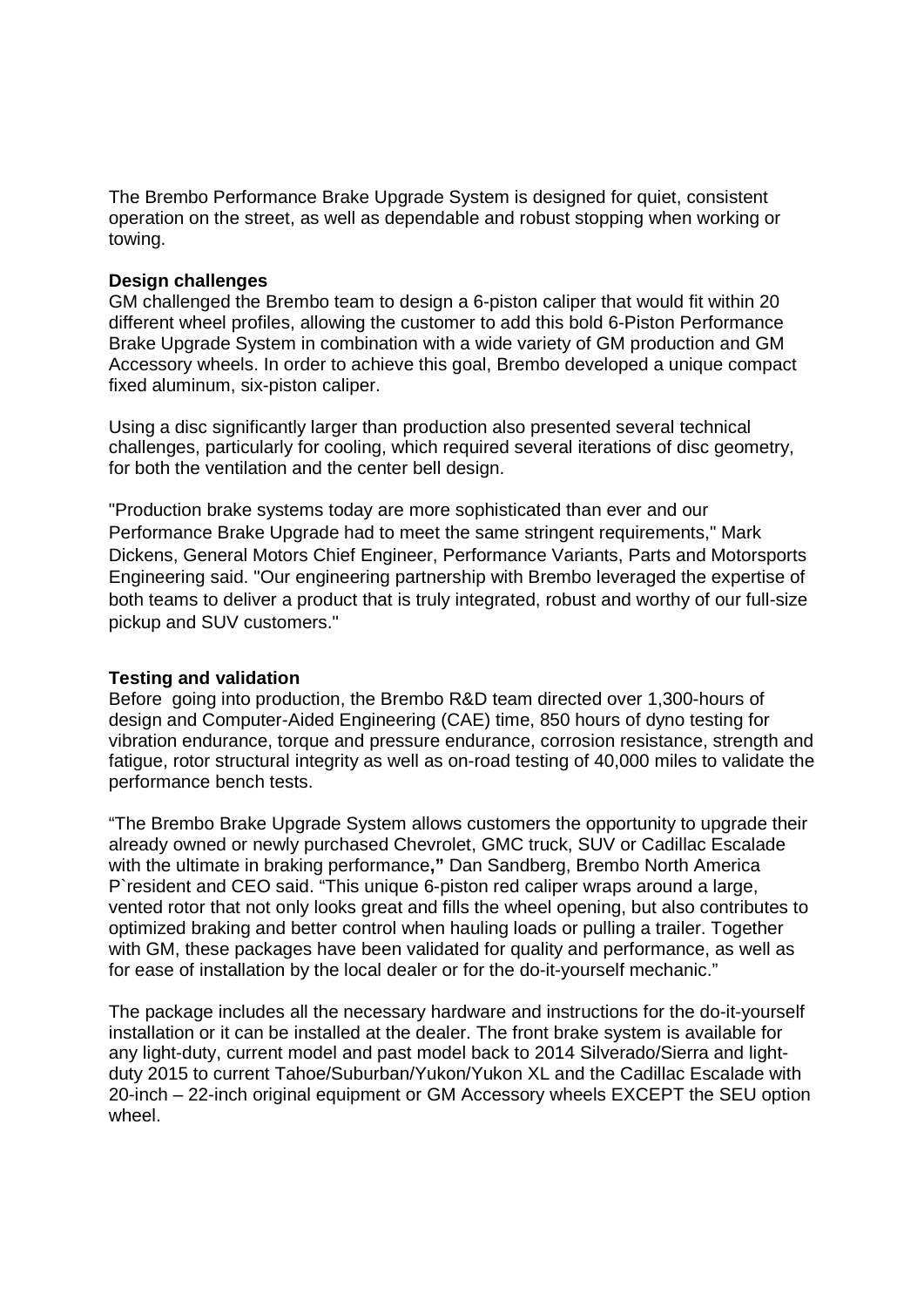The Brembo Performance Brake Upgrade System is designed for quiet, consistent operation on the street, as well as dependable and robust stopping when working or towing.

**Design challenges**

GM challenged the Brembo team to design a 6-piston caliper that would fit within 20 different wheel profiles, allowing the customer to add this bold 6-Piston Performance Brake Upgrade System in combination with a wide variety of GM production and GM Accessory wheels. In order to achieve this goal, Brembo developed a unique compact fixed aluminum, six-piston caliper.

Using a disc significantly larger than production also presented several technical challenges, particularly for cooling, which required several iterations of disc geometry, for both the ventilation and the center bell design.

"Production brake systems today are more sophisticated than ever and our Performance Brake Upgrade had to meet the same stringent requirements," Mark Dickens, General Motors Chief Engineer, Performance Variants, Parts and Motorsports Engineering said. "Our engineering partnership with Brembo leveraged the expertise of both teams to deliver a product that is truly integrated, robust and worthy of our full-size pickup and SUV customers."

**Testing and validation**

Before going into production, the Brembo R&D team directed over 1,300-hours of design and Computer-Aided Engineering (CAE) time, 850 hours of dyno testing for vibration endurance, torque and pressure endurance, corrosion resistance, strength and fatigue, rotor structural integrity as well as on-road testing of 40,000 miles to validate the performance bench tests.

"The Brembo Brake Upgrade System allows customers the opportunity to upgrade their already owned or newly purchased Chevrolet, GMC truck, SUV or Cadillac Escalade with the ultimate in braking performance**,"** Dan Sandberg, Brembo North America P`resident and CEO said. "This unique 6-piston red caliper wraps around a large, vented rotor that not only looks great and fills the wheel opening, but also contributes to optimized braking and better control when hauling loads or pulling a trailer. Together with GM, these packages have been validated for quality and performance, as well as for ease of installation by the local dealer or for the do-it-yourself mechanic."

The package includes all the necessary hardware and instructions for the do-it-yourself installation or it can be installed at the dealer. The front brake system is available for any light-duty, current model and past model back to 2014 Silverado/Sierra and light-duty 2015 to current Tahoe/Suburban/Yukon/Yukon XL and the Cadillac Escalade with 20-inch – 22-inch original equipment or GM Accessory wheels EXCEPT the SEU option wheel.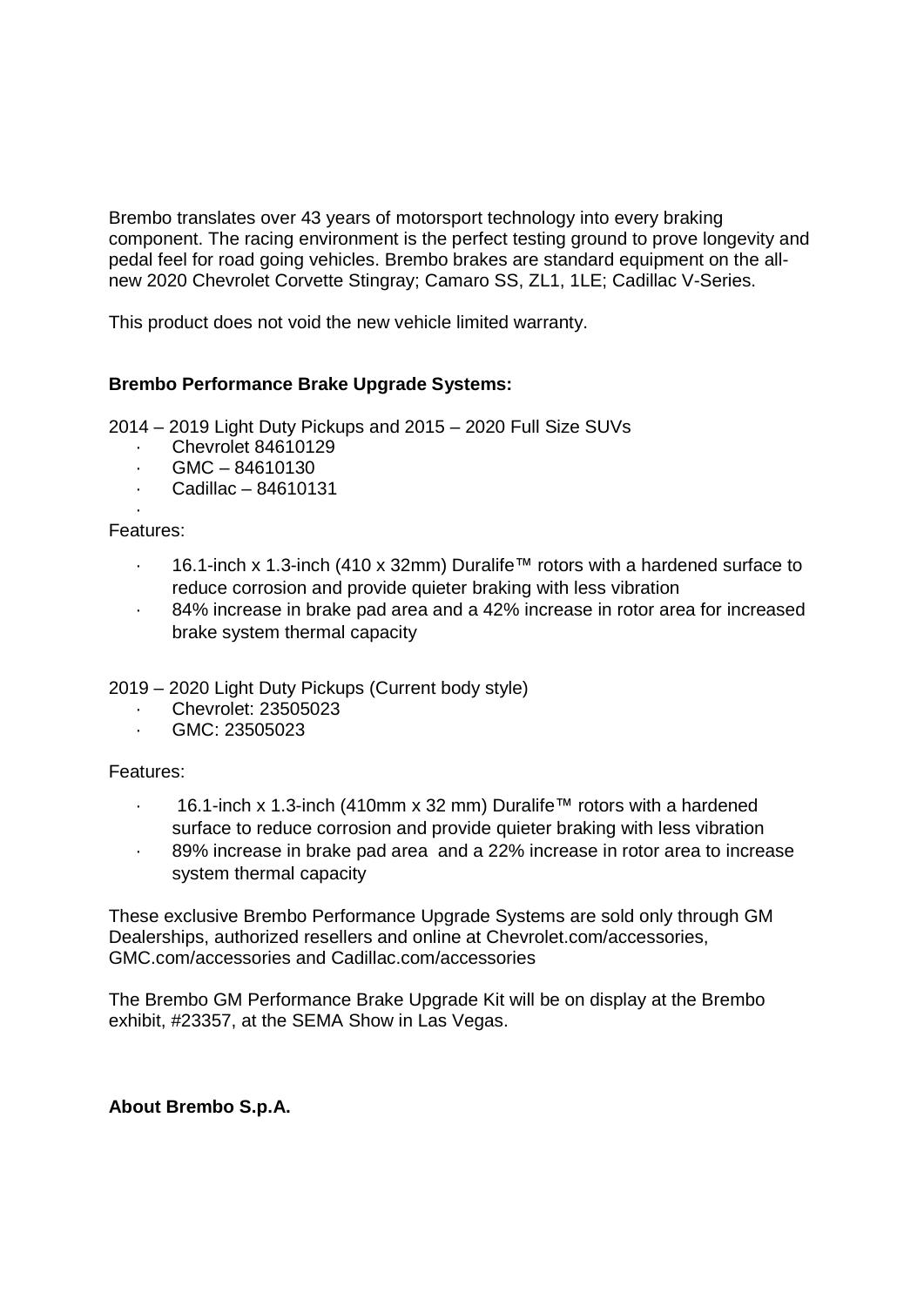Brembo translates over 43 years of motorsport technology into every braking component. The racing environment is the perfect testing ground to prove longevity and pedal feel for road going vehicles. Brembo brakes are standard equipment on the all-new 2020 Chevrolet Corvette Stingray; Camaro SS, ZL1, 1LE; Cadillac V-Series.

This product does not void the new vehicle limited warranty.

**Brembo Performance Brake Upgrade Systems:**

2014 – 2019 Light Duty Pickups and 2015 – 2020 Full Size SUVs

- Chevrolet 84610129
- GMC – 84610130
- Cadillac – 84610131

Features:

- 16.1-inch x 1.3-inch (410 x 32mm) Duralife™ rotors with a hardened surface to reduce corrosion and provide quieter braking with less vibration
- 84% increase in brake pad area and a 42% increase in rotor area for increased brake system thermal capacity

2019 – 2020 Light Duty Pickups (Current body style)

- Chevrolet: 23505023
- GMC: 23505023

Features:

- 16.1-inch x 1.3-inch (410mm x 32 mm) Duralife™ rotors with a hardened surface to reduce corrosion and provide quieter braking with less vibration
- 89% increase in brake pad area and a 22% increase in rotor area to increase system thermal capacity

These exclusive Brembo Performance Upgrade Systems are sold only through GM Dealerships, authorized resellers and online at Chevrolet.com/accessories, GMC.com/accessories and Cadillac.com/accessories

The Brembo GM Performance Brake Upgrade Kit will be on display at the Brembo exhibit, #23357, at the SEMA Show in Las Vegas.

**About Brembo S.p.A.**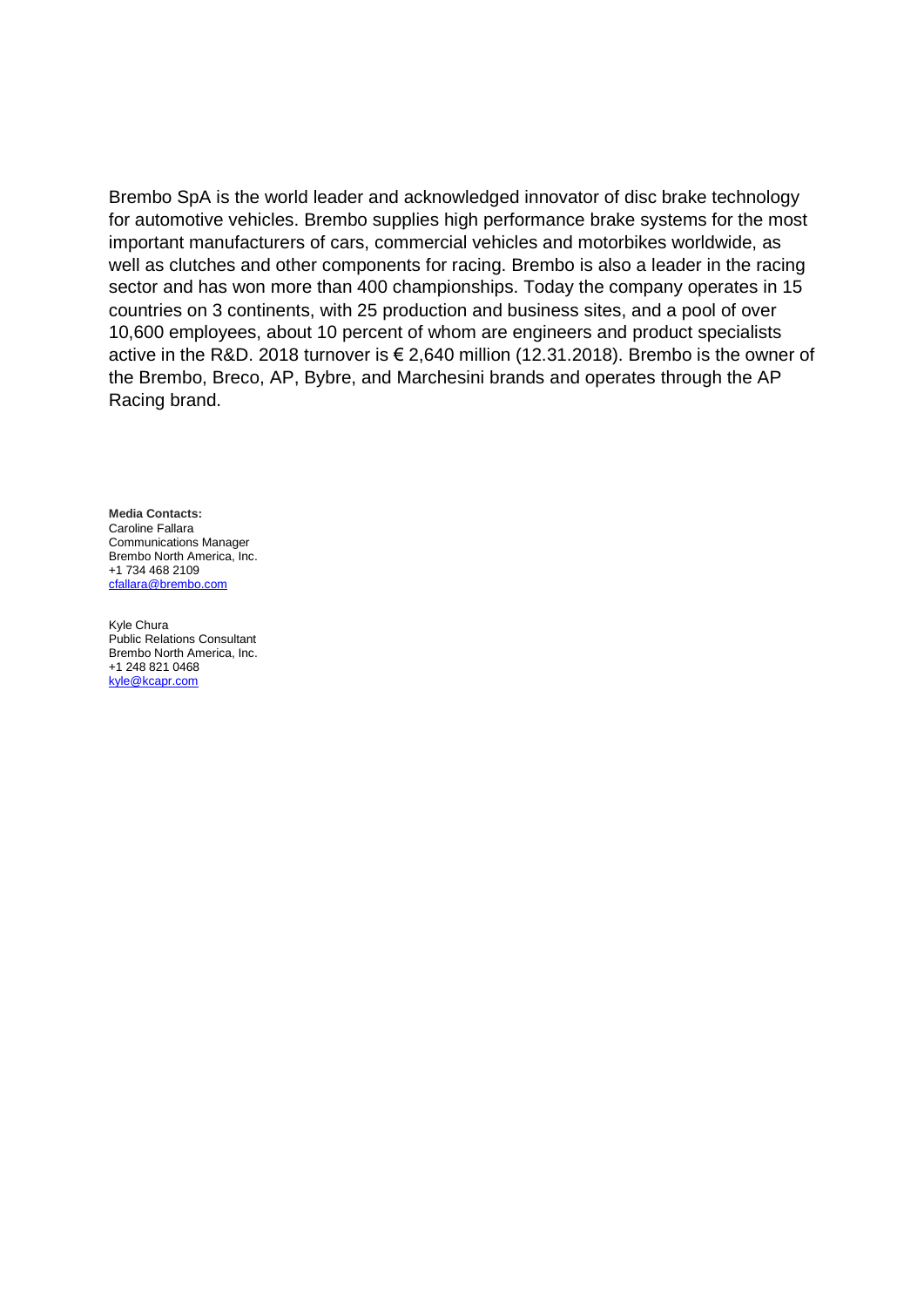Brembo SpA is the world leader and acknowledged innovator of disc brake technology for automotive vehicles. Brembo supplies high performance brake systems for the most important manufacturers of cars, commercial vehicles and motorbikes worldwide, as well as clutches and other components for racing. Brembo is also a leader in the racing sector and has won more than 400 championships. Today the company operates in 15 countries on 3 continents, with 25 production and business sites, and a pool of over 10,600 employees, about 10 percent of whom are engineers and product specialists active in the R&D. 2018 turnover is € 2,640 million (12.31.2018). Brembo is the owner of the Brembo, Breco, AP, Bybre, and Marchesini brands and operates through the AP Racing brand.

**Media Contacts:**  
Caroline Fallara  
Communications Manager  
Brembo North America, Inc.  
+1 734 468 2109  
cfallara@brembo.com

Kyle Chura  
Public Relations Consultant  
Brembo North America, Inc.  
+1 248 821 0468  
kyle@kcapr.com